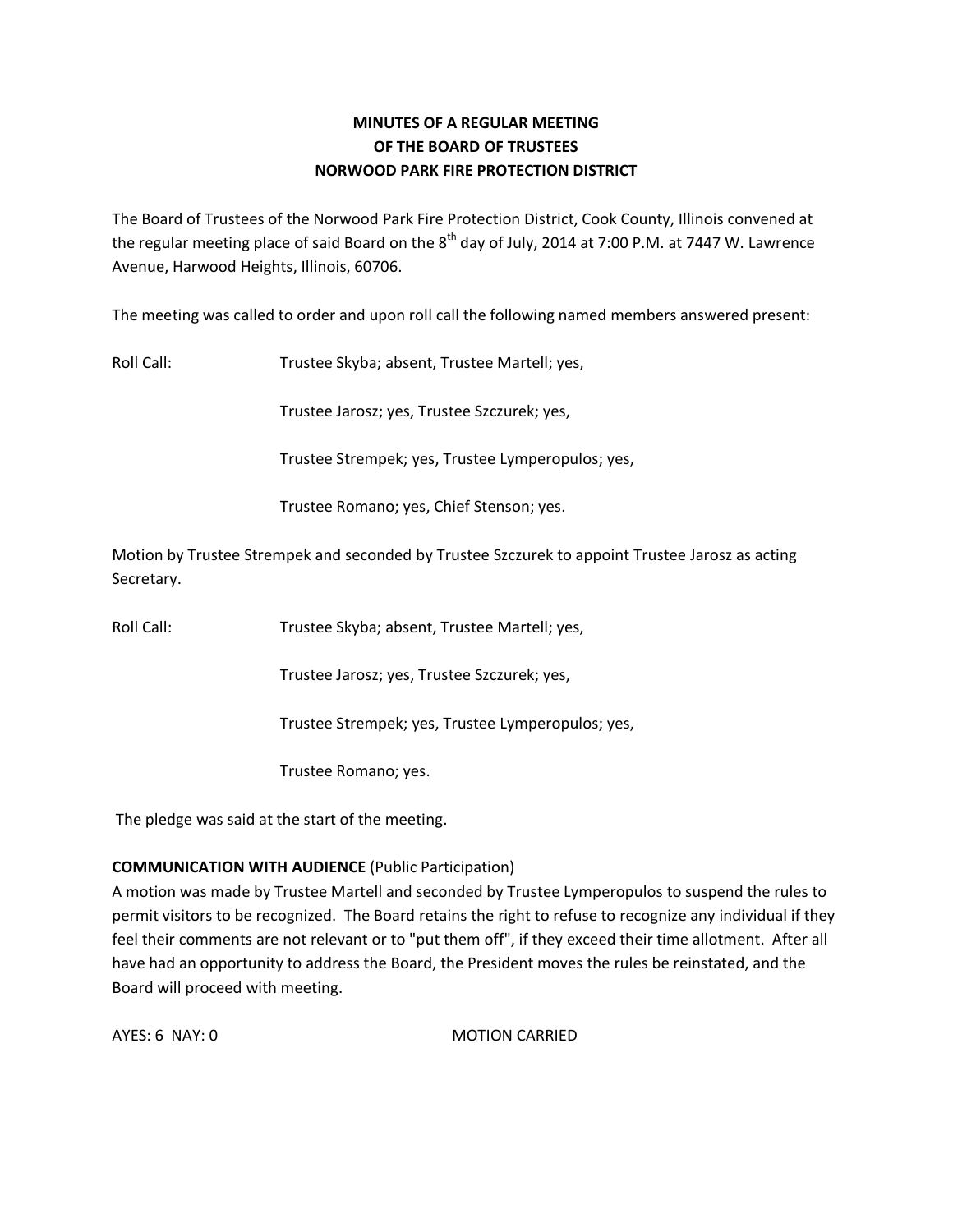**MINUTES OF A REGULAR MEETING**
**OF THE BOARD OF TRUSTEES**
**NORWOOD PARK FIRE PROTECTION DISTRICT**

The Board of Trustees of the Norwood Park Fire Protection District, Cook County, Illinois convened at the regular meeting place of said Board on the 8th day of July, 2014 at 7:00 P.M. at 7447 W. Lawrence Avenue, Harwood Heights, Illinois, 60706.

The meeting was called to order and upon roll call the following named members answered present:

Roll Call: Trustee Skyba; absent, Trustee Martell; yes,

Trustee Jarosz; yes, Trustee Szczurek; yes,

Trustee Strempek; yes, Trustee Lymperopulos; yes,

Trustee Romano; yes, Chief Stenson; yes.

Motion by Trustee Strempek and seconded by Trustee Szczurek to appoint Trustee Jarosz as acting Secretary.

Roll Call: Trustee Skyba; absent, Trustee Martell; yes,

Trustee Jarosz; yes, Trustee Szczurek; yes,

Trustee Strempek; yes, Trustee Lymperopulos; yes,

Trustee Romano; yes.

The pledge was said at the start of the meeting.

**COMMUNICATION WITH AUDIENCE** (Public Participation)
A motion was made by Trustee Martell and seconded by Trustee Lymperopulos to suspend the rules to permit visitors to be recognized. The Board retains the right to refuse to recognize any individual if they feel their comments are not relevant or to "put them off", if they exceed their time allotment. After all have had an opportunity to address the Board, the President moves the rules be reinstated, and the Board will proceed with meeting.

AYES: 6 NAY: 0 MOTION CARRIED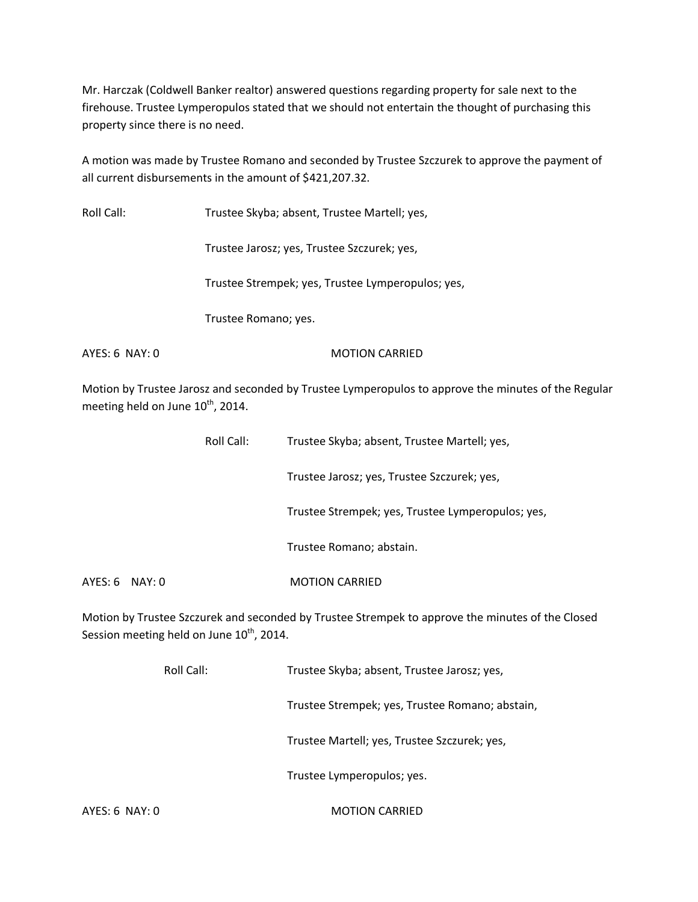Mr. Harczak (Coldwell Banker realtor) answered questions regarding property for sale next to the firehouse. Trustee Lymperopulos stated that we should not entertain the thought of purchasing this property since there is no need.

A motion was made by Trustee Romano and seconded by Trustee Szczurek to approve the payment of all current disbursements in the amount of $421,207.32.

Roll Call: Trustee Skyba; absent, Trustee Martell; yes,

Trustee Jarosz; yes, Trustee Szczurek; yes,

Trustee Strempek; yes, Trustee Lymperopulos; yes,

Trustee Romano; yes.

AYES: 6 NAY: 0 MOTION CARRIED

Motion by Trustee Jarosz and seconded by Trustee Lymperopulos to approve the minutes of the Regular meeting held on June 10th, 2014.

Roll Call: Trustee Skyba; absent, Trustee Martell; yes,

Trustee Jarosz; yes, Trustee Szczurek; yes,

Trustee Strempek; yes, Trustee Lymperopulos; yes,

Trustee Romano; abstain.

AYES: 6 NAY: 0 MOTION CARRIED

Motion by Trustee Szczurek and seconded by Trustee Strempek to approve the minutes of the Closed Session meeting held on June 10th, 2014.

Roll Call: Trustee Skyba; absent, Trustee Jarosz; yes,

Trustee Strempek; yes, Trustee Romano; abstain,

Trustee Martell; yes, Trustee Szczurek; yes,

Trustee Lymperopulos; yes.

AYES: 6 NAY: 0 MOTION CARRIED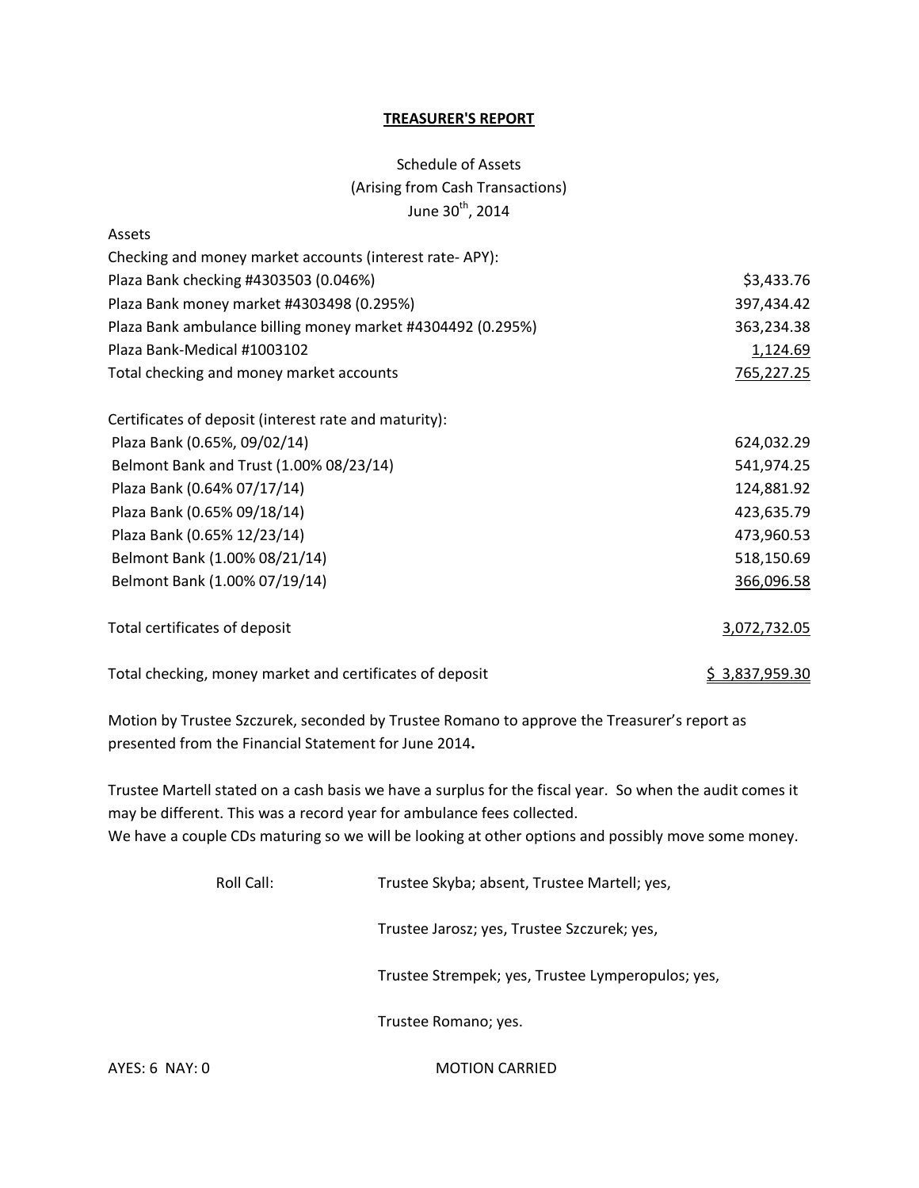**TREASURER'S REPORT**

Schedule of Assets
(Arising from Cash Transactions)
June 30th, 2014

| Assets | |
|---|---|
| Checking and money market accounts (interest rate- APY): | |
| Plaza Bank checking #4303503 (0.046%) | $3,433.76 |
| Plaza Bank money market #4303498 (0.295%) | 397,434.42 |
| Plaza Bank ambulance billing money market #4304492 (0.295%) | 363,234.38 |
| Plaza Bank-Medical #1003102 | 1,124.69 |
| Total checking and money market accounts | 765,227.25 |
| | |
| Certificates of deposit (interest rate and maturity): | |
| Plaza Bank (0.65%, 09/02/14) | 624,032.29 |
| Belmont Bank and Trust (1.00% 08/23/14) | 541,974.25 |
| Plaza Bank (0.64% 07/17/14) | 124,881.92 |
| Plaza Bank (0.65% 09/18/14) | 423,635.79 |
| Plaza Bank (0.65% 12/23/14) | 473,960.53 |
| Belmont Bank (1.00% 08/21/14) | 518,150.69 |
| Belmont Bank (1.00% 07/19/14) | 366,096.58 |
| | |
| Total certificates of deposit | 3,072,732.05 |
| | |
| Total checking, money market and certificates of deposit | $ 3,837,959.30 |

Motion by Trustee Szczurek, seconded by Trustee Romano to approve the Treasurer's report as presented from the Financial Statement for June 2014**.**

Trustee Martell stated on a cash basis we have a surplus for the fiscal year. So when the audit comes it may be different. This was a record year for ambulance fees collected.
We have a couple CDs maturing so we will be looking at other options and possibly move some money.

Roll Call: Trustee Skyba; absent, Trustee Martell; yes,

Trustee Jarosz; yes, Trustee Szczurek; yes,

Trustee Strempek; yes, Trustee Lymperopulos; yes,

Trustee Romano; yes.

AYES: 6 NAY: 0 MOTION CARRIED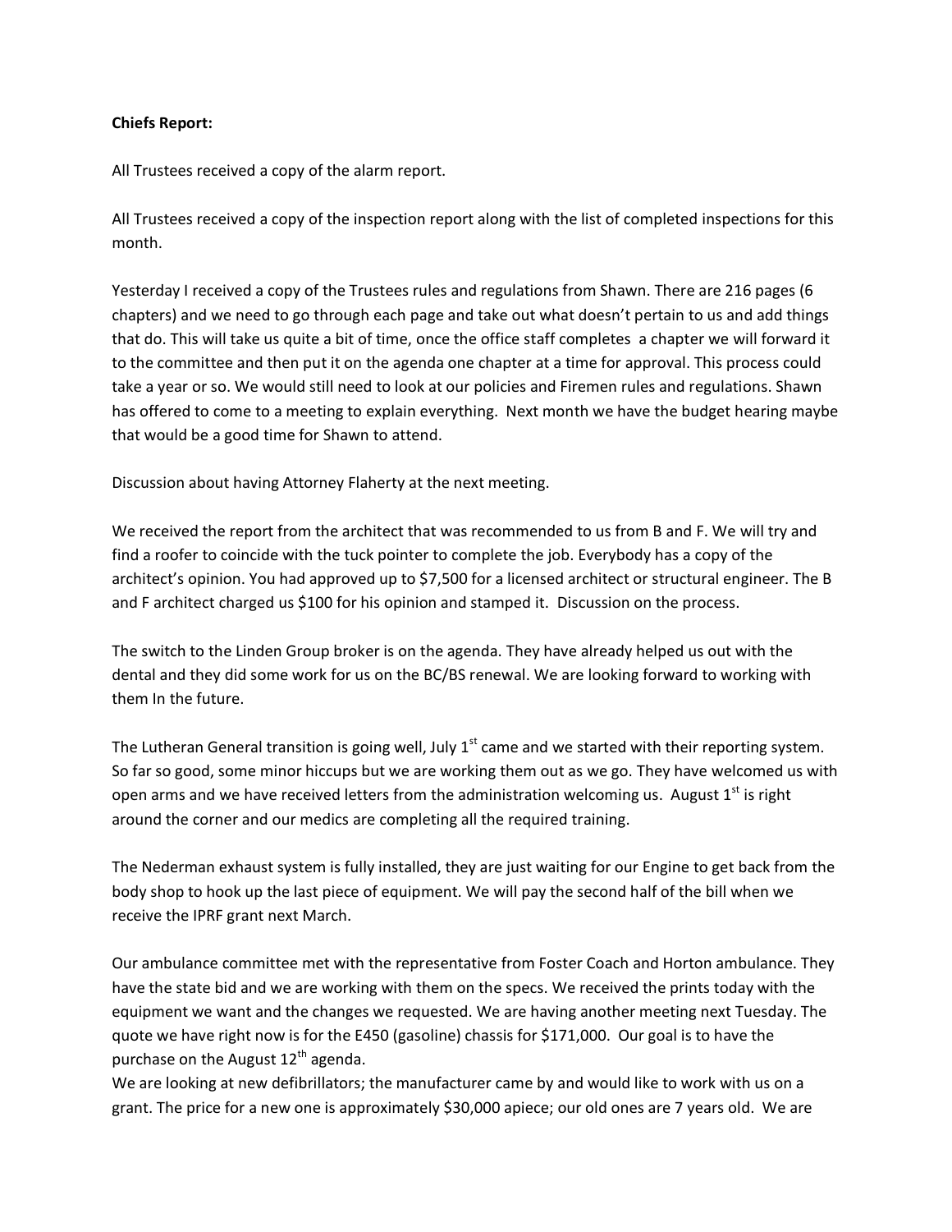**Chiefs Report:**

All Trustees received a copy of the alarm report.

All Trustees received a copy of the inspection report along with the list of completed inspections for this month.

Yesterday I received a copy of the Trustees rules and regulations from Shawn. There are 216 pages (6 chapters) and we need to go through each page and take out what doesn't pertain to us and add things that do. This will take us quite a bit of time, once the office staff completes a chapter we will forward it to the committee and then put it on the agenda one chapter at a time for approval. This process could take a year or so. We would still need to look at our policies and Firemen rules and regulations. Shawn has offered to come to a meeting to explain everything. Next month we have the budget hearing maybe that would be a good time for Shawn to attend.

Discussion about having Attorney Flaherty at the next meeting.

We received the report from the architect that was recommended to us from B and F. We will try and find a roofer to coincide with the tuck pointer to complete the job. Everybody has a copy of the architect's opinion. You had approved up to $7,500 for a licensed architect or structural engineer. The B and F architect charged us $100 for his opinion and stamped it. Discussion on the process.

The switch to the Linden Group broker is on the agenda. They have already helped us out with the dental and they did some work for us on the BC/BS renewal. We are looking forward to working with them In the future.

The Lutheran General transition is going well, July 1st came and we started with their reporting system. So far so good, some minor hiccups but we are working them out as we go. They have welcomed us with open arms and we have received letters from the administration welcoming us. August 1st is right around the corner and our medics are completing all the required training.

The Nederman exhaust system is fully installed, they are just waiting for our Engine to get back from the body shop to hook up the last piece of equipment. We will pay the second half of the bill when we receive the IPRF grant next March.

Our ambulance committee met with the representative from Foster Coach and Horton ambulance. They have the state bid and we are working with them on the specs. We received the prints today with the equipment we want and the changes we requested. We are having another meeting next Tuesday. The quote we have right now is for the E450 (gasoline) chassis for $171,000. Our goal is to have the purchase on the August 12th agenda.

We are looking at new defibrillators; the manufacturer came by and would like to work with us on a grant. The price for a new one is approximately $30,000 apiece; our old ones are 7 years old. We are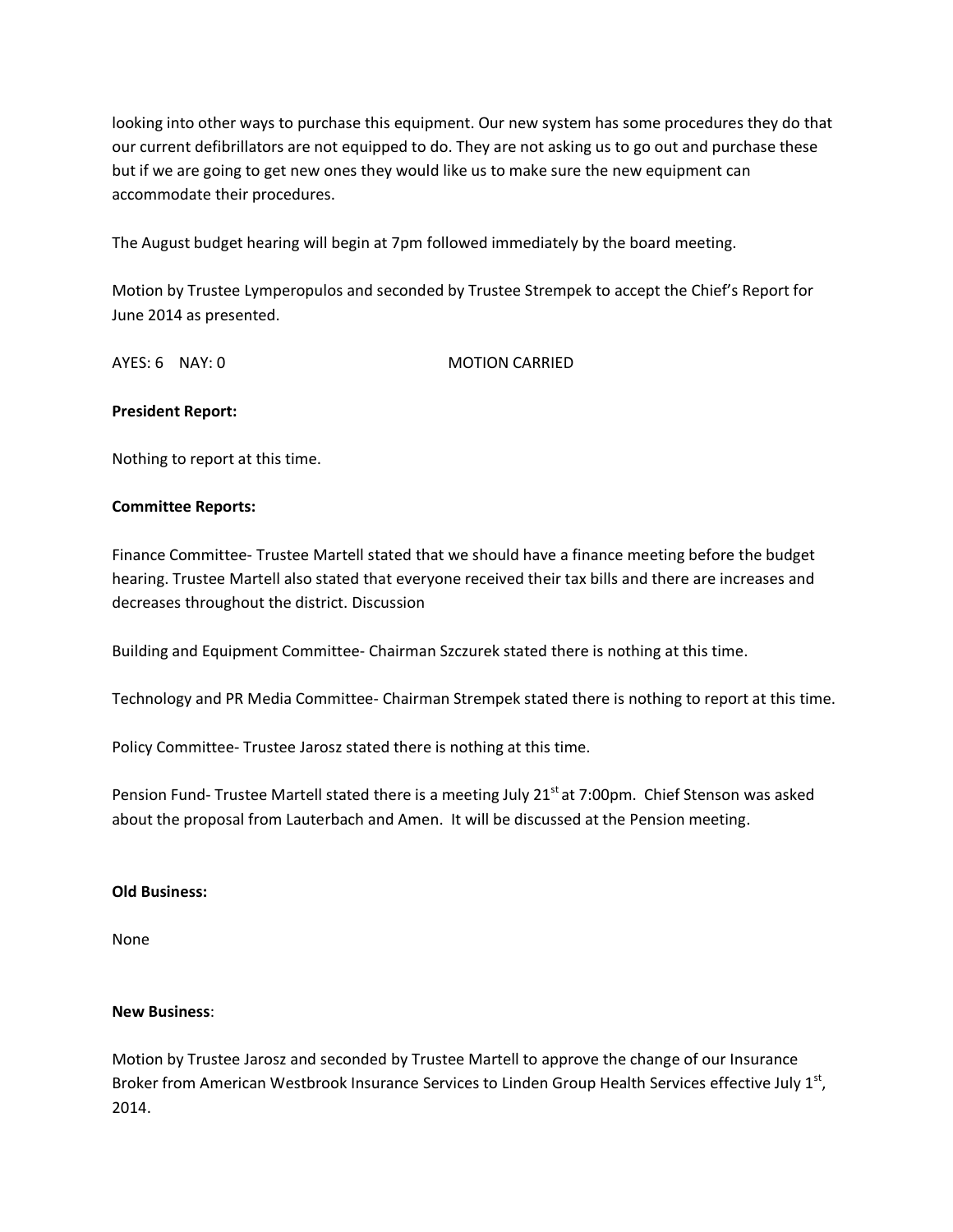looking into other ways to purchase this equipment. Our new system has some procedures they do that our current defibrillators are not equipped to do. They are not asking us to go out and purchase these but if we are going to get new ones they would like us to make sure the new equipment can accommodate their procedures.

The August budget hearing will begin at 7pm followed immediately by the board meeting.

Motion by Trustee Lymperopulos and seconded by Trustee Strempek to accept the Chief's Report for June 2014 as presented.

AYES: 6 NAY: 0 MOTION CARRIED

**President Report:**

Nothing to report at this time.

**Committee Reports:**

Finance Committee- Trustee Martell stated that we should have a finance meeting before the budget hearing. Trustee Martell also stated that everyone received their tax bills and there are increases and decreases throughout the district. Discussion

Building and Equipment Committee- Chairman Szczurek stated there is nothing at this time.

Technology and PR Media Committee- Chairman Strempek stated there is nothing to report at this time.

Policy Committee- Trustee Jarosz stated there is nothing at this time.

Pension Fund- Trustee Martell stated there is a meeting July 21st at 7:00pm. Chief Stenson was asked about the proposal from Lauterbach and Amen. It will be discussed at the Pension meeting.

**Old Business:**

None

**New Business**:

Motion by Trustee Jarosz and seconded by Trustee Martell to approve the change of our Insurance Broker from American Westbrook Insurance Services to Linden Group Health Services effective July 1st, 2014.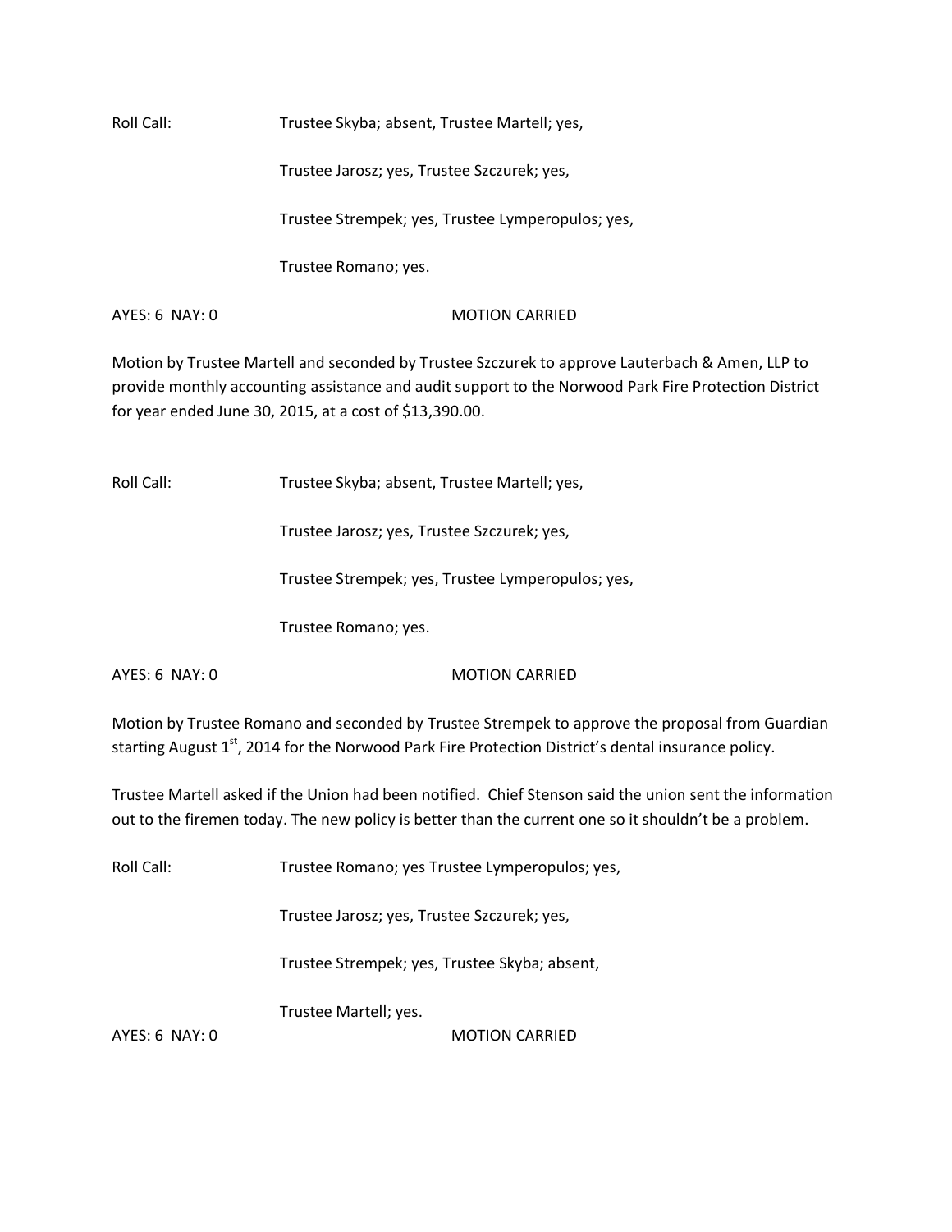Roll Call: Trustee Skyba; absent, Trustee Martell; yes,

Trustee Jarosz; yes, Trustee Szczurek; yes,

Trustee Strempek; yes, Trustee Lymperopulos; yes,

Trustee Romano; yes.

AYES: 6 NAY: 0 MOTION CARRIED

Motion by Trustee Martell and seconded by Trustee Szczurek to approve Lauterbach & Amen, LLP to provide monthly accounting assistance and audit support to the Norwood Park Fire Protection District for year ended June 30, 2015, at a cost of $13,390.00.

Roll Call: Trustee Skyba; absent, Trustee Martell; yes,

Trustee Jarosz; yes, Trustee Szczurek; yes,

Trustee Strempek; yes, Trustee Lymperopulos; yes,

Trustee Romano; yes.

AYES: 6 NAY: 0 MOTION CARRIED

Motion by Trustee Romano and seconded by Trustee Strempek to approve the proposal from Guardian starting August 1st, 2014 for the Norwood Park Fire Protection District's dental insurance policy.

Trustee Martell asked if the Union had been notified. Chief Stenson said the union sent the information out to the firemen today. The new policy is better than the current one so it shouldn't be a problem.

Roll Call: Trustee Romano; yes Trustee Lymperopulos; yes,

Trustee Jarosz; yes, Trustee Szczurek; yes,

Trustee Strempek; yes, Trustee Skyba; absent,

Trustee Martell; yes.

AYES: 6 NAY: 0 MOTION CARRIED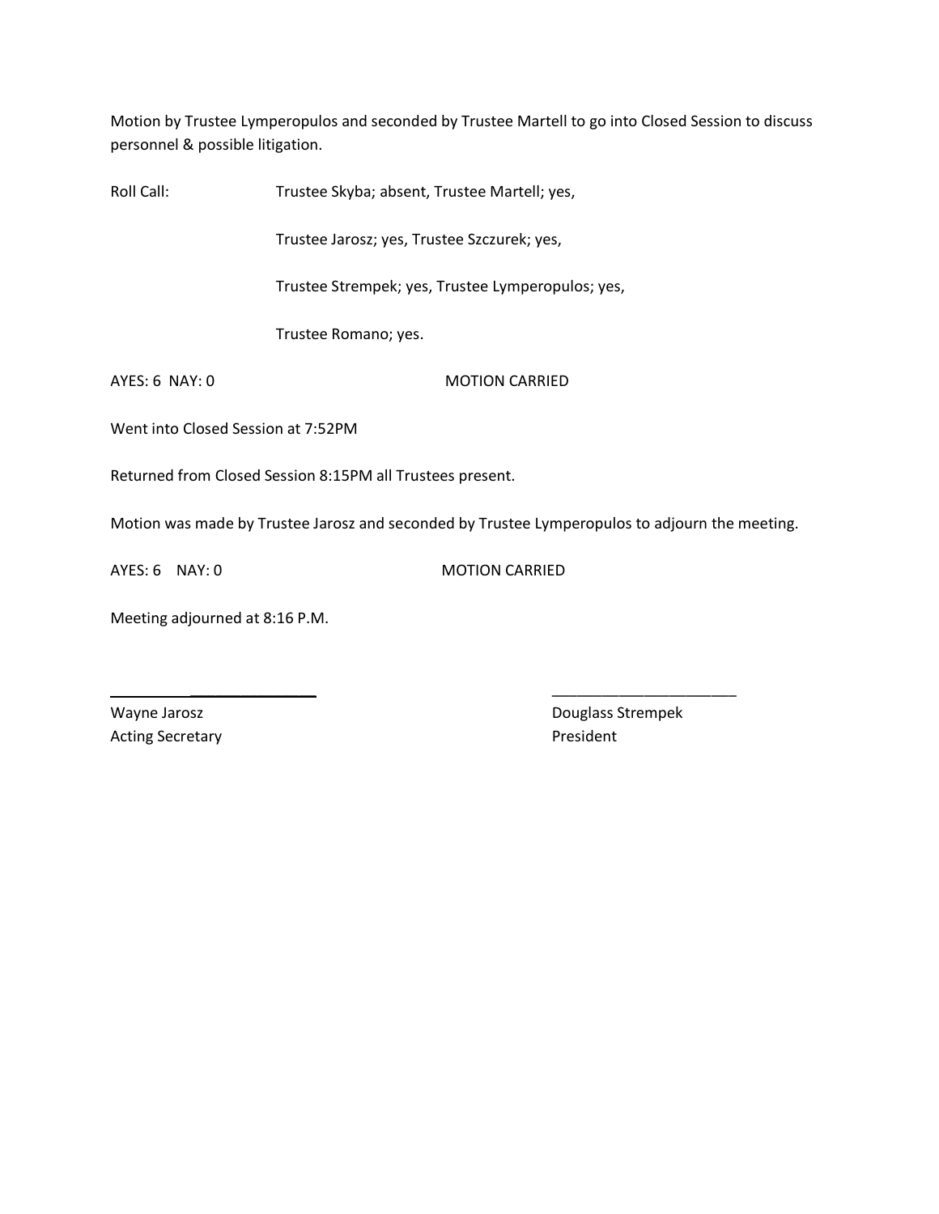Motion by Trustee Lymperopulos and seconded by Trustee Martell to go into Closed Session to discuss personnel & possible litigation.

Roll Call: Trustee Skyba; absent, Trustee Martell; yes,

Trustee Jarosz; yes, Trustee Szczurek; yes,

Trustee Strempek; yes, Trustee Lymperopulos; yes,

Trustee Romano; yes.

AYES: 6 NAY: 0 MOTION CARRIED

Went into Closed Session at 7:52PM

Returned from Closed Session 8:15PM all Trustees present.

Motion was made by Trustee Jarosz and seconded by Trustee Lymperopulos to adjourn the meeting.

AYES: 6 NAY: 0 MOTION CARRIED

Meeting adjourned at 8:16 P.M.

\_\_\_\_\_\_\_\_\_\_\_\_\_\_\_\_\_\_\_\_\_\_
Wayne Jarosz
Acting Secretary

\_\_\_\_\_\_\_\_\_\_\_\_\_\_\_\_\_\_\_\_\_\_
Douglass Strempek
President